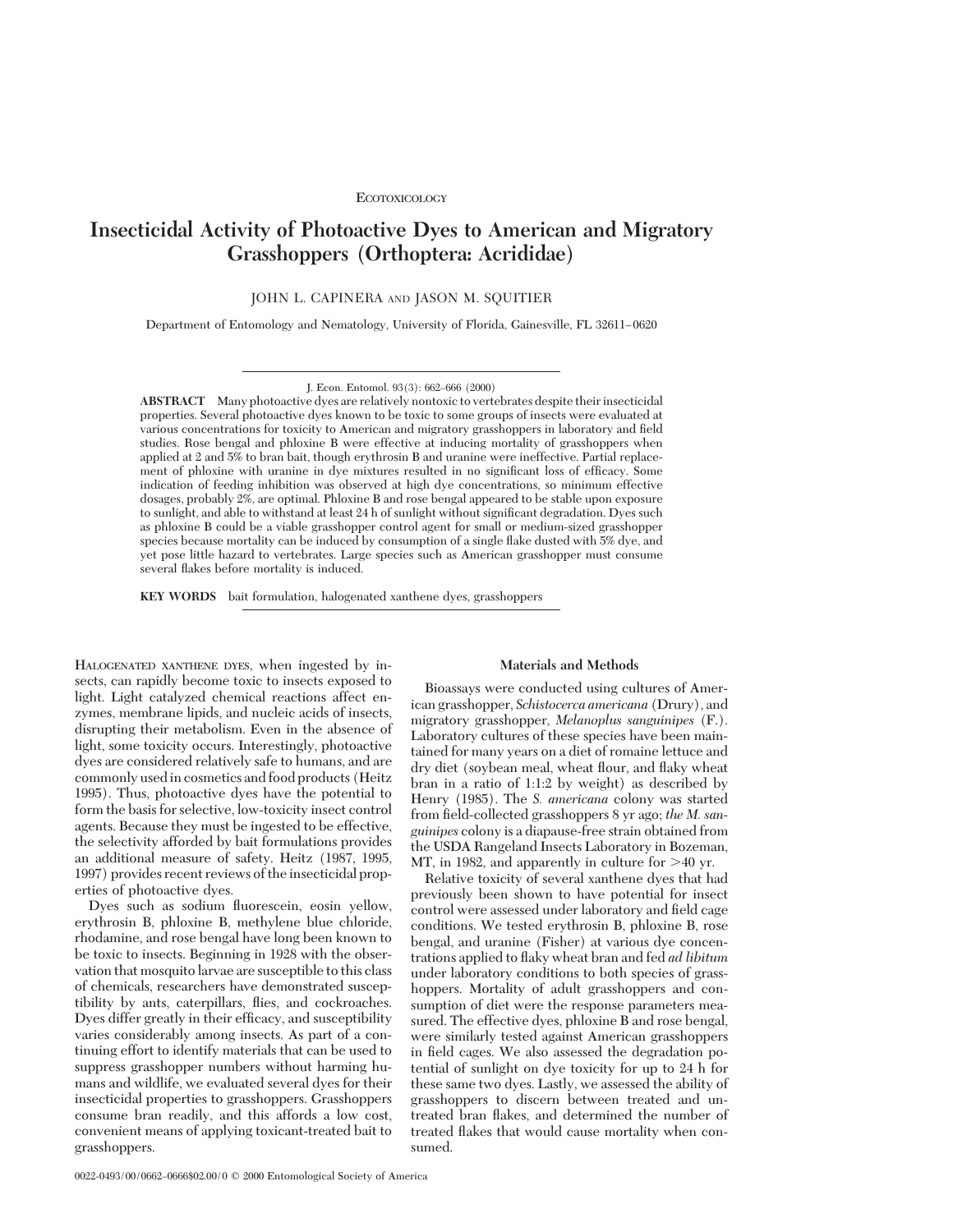ECOTOXICOLOGY

# Insecticidal Activity of Photoactive Dyes to American and Migratory Grasshoppers (Orthoptera: Acrididae)

JOHN L. CAPINERA AND JASON M. SQUITIER

Department of Entomology and Nematology, University of Florida, Gainesville, FL 32611–0620

J. Econ. Entomol. 93(3): 662–666 (2000)

**ABSTRACT** Many photoactive dyes are relatively nontoxic to vertebrates despite their insecticidal properties. Several photoactive dyes known to be toxic to some groups of insects were evaluated at various concentrations for toxicity to American and migratory grasshoppers in laboratory and field studies. Rose bengal and phloxine B were effective at inducing mortality of grasshoppers when applied at 2 and 5% to bran bait, though erythrosin B and uranine were ineffective. Partial replacement of phloxine with uranine in dye mixtures resulted in no significant loss of efficacy. Some indication of feeding inhibition was observed at high dye concentrations, so minimum effective dosages, probably 2%, are optimal. Phloxine B and rose bengal appeared to be stable upon exposure to sunlight, and able to withstand at least 24 h of sunlight without significant degradation. Dyes such as phloxine B could be a viable grasshopper control agent for small or medium-sized grasshopper species because mortality can be induced by consumption of a single flake dusted with 5% dye, and yet pose little hazard to vertebrates. Large species such as American grasshopper must consume several flakes before mortality is induced.

**KEY WORDS** bait formulation, halogenated xanthene dyes, grasshoppers

HALOGENATED XANTHENE DYES, when ingested by insects, can rapidly become toxic to insects exposed to light. Light catalyzed chemical reactions affect enzymes, membrane lipids, and nucleic acids of insects, disrupting their metabolism. Even in the absence of light, some toxicity occurs. Interestingly, photoactive dyes are considered relatively safe to humans, and are commonly used in cosmetics and food products (Heitz 1995). Thus, photoactive dyes have the potential to form the basis for selective, low-toxicity insect control agents. Because they must be ingested to be effective, the selectivity afforded by bait formulations provides an additional measure of safety. Heitz (1987, 1995, 1997) provides recent reviews of the insecticidal properties of photoactive dyes.

Dyes such as sodium fluorescein, eosin yellow, erythrosin B, phloxine B, methylene blue chloride, rhodamine, and rose bengal have long been known to be toxic to insects. Beginning in 1928 with the observation that mosquito larvae are susceptible to this class of chemicals, researchers have demonstrated susceptibility by ants, caterpillars, flies, and cockroaches. Dyes differ greatly in their efficacy, and susceptibility varies considerably among insects. As part of a continuing effort to identify materials that can be used to suppress grasshopper numbers without harming humans and wildlife, we evaluated several dyes for their insecticidal properties to grasshoppers. Grasshoppers consume bran readily, and this affords a low cost, convenient means of applying toxicant-treated bait to grasshoppers.

## Materials and Methods

Bioassays were conducted using cultures of American grasshopper, *Schistocerca americana* (Drury), and migratory grasshopper, *Melanoplus sanguinipes* (F.). Laboratory cultures of these species have been maintained for many years on a diet of romaine lettuce and dry diet (soybean meal, wheat flour, and flaky wheat bran in a ratio of 1:1:2 by weight) as described by Henry (1985). The *S. americana* colony was started from field-collected grasshoppers 8 yr ago; *the M. sanguinipes* colony is a diapause-free strain obtained from the USDA Rangeland Insects Laboratory in Bozeman, MT, in 1982, and apparently in culture for >40 yr.

Relative toxicity of several xanthene dyes that had previously been shown to have potential for insect control were assessed under laboratory and field cage conditions. We tested erythrosin B, phloxine B, rose bengal, and uranine (Fisher) at various dye concentrations applied to flaky wheat bran and fed *ad libitum* under laboratory conditions to both species of grasshoppers. Mortality of adult grasshoppers and consumption of diet were the response parameters measured. The effective dyes, phloxine B and rose bengal, were similarly tested against American grasshoppers in field cages. We also assessed the degradation potential of sunlight on dye toxicity for up to 24 h for these same two dyes. Lastly, we assessed the ability of grasshoppers to discern between treated and untreated bran flakes, and determined the number of treated flakes that would cause mortality when consumed.

0022-0493/00/0662–0666$02.00/0 © 2000 Entomological Society of America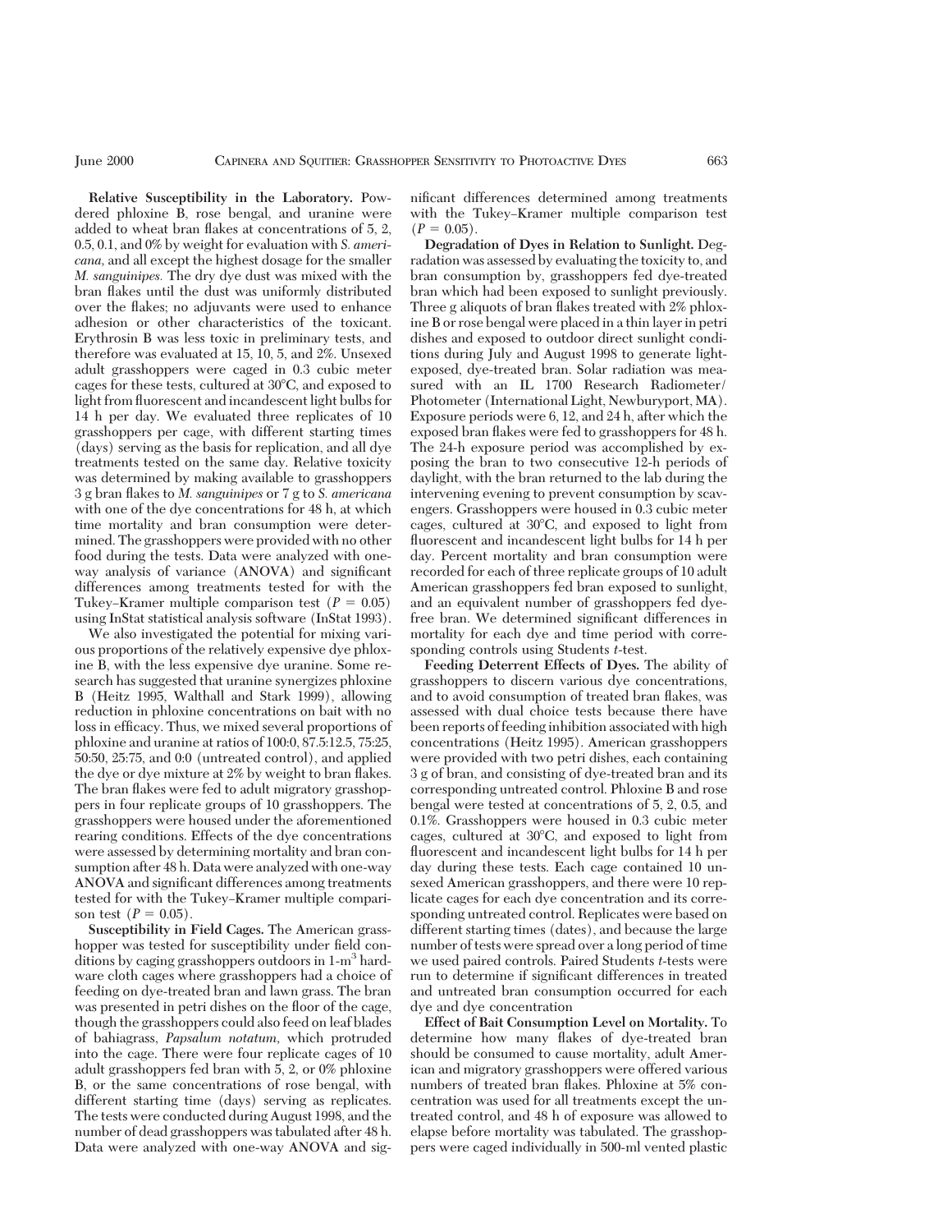**Relative Susceptibility in the Laboratory.** Powdered phloxine B, rose bengal, and uranine were added to wheat bran flakes at concentrations of 5, 2, 0.5, 0.1, and 0% by weight for evaluation with *S. americana,* and all except the highest dosage for the smaller *M. sanguinipes.* The dry dye dust was mixed with the bran flakes until the dust was uniformly distributed over the flakes; no adjuvants were used to enhance adhesion or other characteristics of the toxicant. Erythrosin B was less toxic in preliminary tests, and therefore was evaluated at 15, 10, 5, and 2%. Unsexed adult grasshoppers were caged in 0.3 cubic meter cages for these tests, cultured at 30°C, and exposed to light from fluorescent and incandescent light bulbs for 14 h per day. We evaluated three replicates of 10 grasshoppers per cage, with different starting times (days) serving as the basis for replication, and all dye treatments tested on the same day. Relative toxicity was determined by making available to grasshoppers 3 g bran flakes to *M. sanguinipes* or 7 g to *S. americana* with one of the dye concentrations for 48 h, at which time mortality and bran consumption were determined. The grasshoppers were provided with no other food during the tests. Data were analyzed with one-way analysis of variance (ANOVA) and significant differences among treatments tested for with the Tukey–Kramer multiple comparison test ($P = 0.05$) using InStat statistical analysis software (InStat 1993).

We also investigated the potential for mixing various proportions of the relatively expensive dye phloxine B, with the less expensive dye uranine. Some research has suggested that uranine synergizes phloxine B (Heitz 1995, Walthall and Stark 1999), allowing reduction in phloxine concentrations on bait with no loss in efficacy. Thus, we mixed several proportions of phloxine and uranine at ratios of 100:0, 87.5:12.5, 75:25, 50:50, 25:75, and 0:0 (untreated control), and applied the dye or dye mixture at 2% by weight to bran flakes. The bran flakes were fed to adult migratory grasshoppers in four replicate groups of 10 grasshoppers. The grasshoppers were housed under the aforementioned rearing conditions. Effects of the dye concentrations were assessed by determining mortality and bran consumption after 48 h. Data were analyzed with one-way ANOVA and significant differences among treatments tested for with the Tukey–Kramer multiple comparison test ($P = 0.05$).

**Susceptibility in Field Cages.** The American grasshopper was tested for susceptibility under field conditions by caging grasshoppers outdoors in 1-m$^3$ hardware cloth cages where grasshoppers had a choice of feeding on dye-treated bran and lawn grass. The bran was presented in petri dishes on the floor of the cage, though the grasshoppers could also feed on leaf blades of bahiagrass, *Papsalum notatum,* which protruded into the cage. There were four replicate cages of 10 adult grasshoppers fed bran with 5, 2, or 0% phloxine B, or the same concentrations of rose bengal, with different starting time (days) serving as replicates. The tests were conducted during August 1998, and the number of dead grasshoppers was tabulated after 48 h. Data were analyzed with one-way ANOVA and significant differences determined among treatments with the Tukey–Kramer multiple comparison test ($P = 0.05$).

**Degradation of Dyes in Relation to Sunlight.** Degradation was assessed by evaluating the toxicity to, and bran consumption by, grasshoppers fed dye-treated bran which had been exposed to sunlight previously. Three g aliquots of bran flakes treated with 2% phloxine B or rose bengal were placed in a thin layer in petri dishes and exposed to outdoor direct sunlight conditions during July and August 1998 to generate light-exposed, dye-treated bran. Solar radiation was measured with an IL 1700 Research Radiometer/Photometer (International Light, Newburyport, MA). Exposure periods were 6, 12, and 24 h, after which the exposed bran flakes were fed to grasshoppers for 48 h. The 24-h exposure period was accomplished by exposing the bran to two consecutive 12-h periods of daylight, with the bran returned to the lab during the intervening evening to prevent consumption by scavengers. Grasshoppers were housed in 0.3 cubic meter cages, cultured at 30°C, and exposed to light from fluorescent and incandescent light bulbs for 14 h per day. Percent mortality and bran consumption were recorded for each of three replicate groups of 10 adult American grasshoppers fed bran exposed to sunlight, and an equivalent number of grasshoppers fed dye-free bran. We determined significant differences in mortality for each dye and time period with corresponding controls using Students *t*-test.

**Feeding Deterrent Effects of Dyes.** The ability of grasshoppers to discern various dye concentrations, and to avoid consumption of treated bran flakes, was assessed with dual choice tests because there have been reports of feeding inhibition associated with high concentrations (Heitz 1995). American grasshoppers were provided with two petri dishes, each containing 3 g of bran, and consisting of dye-treated bran and its corresponding untreated control. Phloxine B and rose bengal were tested at concentrations of 5, 2, 0.5, and 0.1%. Grasshoppers were housed in 0.3 cubic meter cages, cultured at 30°C, and exposed to light from fluorescent and incandescent light bulbs for 14 h per day during these tests. Each cage contained 10 unsexed American grasshoppers, and there were 10 replicate cages for each dye concentration and its corresponding untreated control. Replicates were based on different starting times (dates), and because the large number of tests were spread over a long period of time we used paired controls. Paired Students *t*-tests were run to determine if significant differences in treated and untreated bran consumption occurred for each dye and dye concentration

**Effect of Bait Consumption Level on Mortality.** To determine how many flakes of dye-treated bran should be consumed to cause mortality, adult American and migratory grasshoppers were offered various numbers of treated bran flakes. Phloxine at 5% concentration was used for all treatments except the untreated control, and 48 h of exposure was allowed to elapse before mortality was tabulated. The grasshoppers were caged individually in 500-ml vented plastic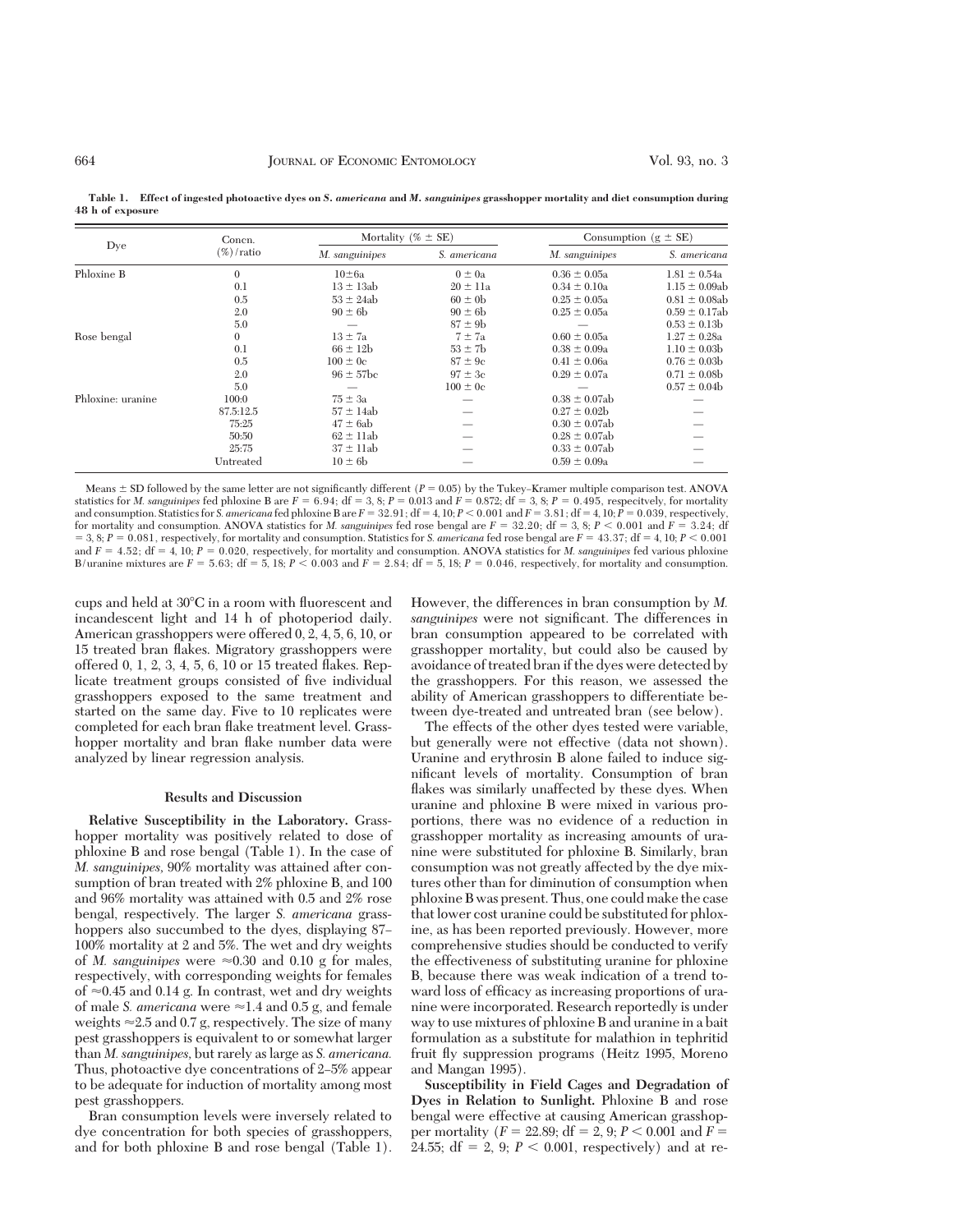**Table 1. Effect of ingested photoactive dyes on *S. americana* and *M. sanguinipes* grasshopper mortality and diet consumption during 48 h of exposure**

| Dye | Concn. (%)/ratio | Mortality (% ± SE) | | Consumption (g ± SE) | |
|---|---|---|---|---|---|
| | | *M. sanguinipes* | *S. americana* | *M. sanguinipes* | *S. americana* |
| Phloxine B | 0 | 10±6a | 0 ± 0a | 0.36 ± 0.05a | 1.81 ± 0.54a |
| | 0.1 | 13 ± 13ab | 20 ± 11a | 0.34 ± 0.10a | 1.15 ± 0.09ab |
| | 0.5 | 53 ± 24ab | 60 ± 0b | 0.25 ± 0.05a | 0.81 ± 0.08ab |
| | 2.0 | 90 ± 6b | 90 ± 6b | 0.25 ± 0.05a | 0.59 ± 0.17ab |
| | 5.0 | — | 87 ± 9b | — | 0.53 ± 0.13b |
| Rose bengal | 0 | 13 ± 7a | 7 ± 7a | 0.60 ± 0.05a | 1.27 ± 0.28a |
| | 0.1 | 66 ± 12b | 53 ± 7b | 0.38 ± 0.09a | 1.10 ± 0.03b |
| | 0.5 | 100 ± 0c | 87 ± 9c | 0.41 ± 0.06a | 0.76 ± 0.03b |
| | 2.0 | 96 ± 57bc | 97 ± 3c | 0.29 ± 0.07a | 0.71 ± 0.08b |
| | 5.0 | — | 100 ± 0c | — | 0.57 ± 0.04b |
| Phloxine: uranine | 100:0 | 75 ± 3a | — | 0.38 ± 0.07ab | — |
| | 87.5:12.5 | 57 ± 14ab | — | 0.27 ± 0.02b | — |
| | 75:25 | 47 ± 6ab | — | 0.30 ± 0.07ab | — |
| | 50:50 | 62 ± 11ab | — | 0.28 ± 0.07ab | — |
| | 25:75 | 37 ± 11ab | — | 0.33 ± 0.07ab | — |
| | Untreated | 10 ± 6b | — | 0.59 ± 0.09a | — |

Means ± SD followed by the same letter are not significantly different ($P = 0.05$) by the Tukey–Kramer multiple comparison test. ANOVA statistics for *M. sanguinipes* fed phloxine B are $F = 6.94$; df = 3, 8; $P = 0.013$ and $F = 0.872$; df = 3, 8; $P = 0.495$, respecitvely, for mortality and consumption. Statistics for *S. americana* fed phloxine B are $F = 32.91$; df = 4, 10; $P < 0.001$ and $F = 3.81$; df = 4, 10; $P = 0.039$, respectively, for mortality and consumption. ANOVA statistics for *M. sanguinipes* fed rose bengal are $F = 32.20$; df = 3, 8; $P < 0.001$ and $F = 3.24$; df = 3, 8; $P = 0.081$, respectively, for mortality and consumption. Statistics for *S. americana* fed rose bengal are $F = 43.37$; df = 4, 10; $P < 0.001$ and $F = 4.52$; df = 4, 10; $P = 0.020$, respectively, for mortality and consumption. ANOVA statistics for *M. sanguinipes* fed various phloxine B/uranine mixtures are $F = 5.63$; df = 5, 18; $P < 0.003$ and $F = 2.84$; df = 5, 18; $P = 0.046$, respectively, for mortality and consumption.

cups and held at 30°C in a room with fluorescent and incandescent light and 14 h of photoperiod daily. American grasshoppers were offered 0, 2, 4, 5, 6, 10, or 15 treated bran flakes. Migratory grasshoppers were offered 0, 1, 2, 3, 4, 5, 6, 10 or 15 treated flakes. Replicate treatment groups consisted of five individual grasshoppers exposed to the same treatment and started on the same day. Five to 10 replicates were completed for each bran flake treatment level. Grasshopper mortality and bran flake number data were analyzed by linear regression analysis.

## Results and Discussion

**Relative Susceptibility in the Laboratory.** Grasshopper mortality was positively related to dose of phloxine B and rose bengal (Table 1). In the case of *M. sanguinipes*, 90% mortality was attained after consumption of bran treated with 2% phloxine B, and 100 and 96% mortality was attained with 0.5 and 2% rose bengal, respectively. The larger *S. americana* grasshoppers also succumbed to the dyes, displaying 87–100% mortality at 2 and 5%. The wet and dry weights of *M. sanguinipes* were ≈0.30 and 0.10 g for males, respectively, with corresponding weights for females of ≈0.45 and 0.14 g. In contrast, wet and dry weights of male *S. americana* were ≈1.4 and 0.5 g, and female weights ≈2.5 and 0.7 g, respectively. The size of many pest grasshoppers is equivalent to or somewhat larger than *M. sanguinipes*, but rarely as large as *S. americana.* Thus, photoactive dye concentrations of 2–5% appear to be adequate for induction of mortality among most pest grasshoppers.

Bran consumption levels were inversely related to dye concentration for both species of grasshoppers, and for both phloxine B and rose bengal (Table 1). However, the differences in bran consumption by *M. sanguinipes* were not significant. The differences in bran consumption appeared to be correlated with grasshopper mortality, but could also be caused by avoidance of treated bran if the dyes were detected by the grasshoppers. For this reason, we assessed the ability of American grasshoppers to differentiate between dye-treated and untreated bran (see below).

The effects of the other dyes tested were variable, but generally were not effective (data not shown). Uranine and erythrosin B alone failed to induce significant levels of mortality. Consumption of bran flakes was similarly unaffected by these dyes. When uranine and phloxine B were mixed in various proportions, there was no evidence of a reduction in grasshopper mortality as increasing amounts of uranine were substituted for phloxine B. Similarly, bran consumption was not greatly affected by the dye mixtures other than for diminution of consumption when phloxine B was present. Thus, one could make the case that lower cost uranine could be substituted for phloxine, as has been reported previously. However, more comprehensive studies should be conducted to verify the effectiveness of substituting uranine for phloxine B, because there was weak indication of a trend toward loss of efficacy as increasing proportions of uranine were incorporated. Research reportedly is under way to use mixtures of phloxine B and uranine in a bait formulation as a substitute for malathion in tephritid fruit fly suppression programs (Heitz 1995, Moreno and Mangan 1995).

**Susceptibility in Field Cages and Degradation of Dyes in Relation to Sunlight.** Phloxine B and rose bengal were effective at causing American grasshopper mortality ($F = 22.89$; df = 2, 9; $P < 0.001$ and $F = 24.55$; df = 2, 9; $P < 0.001$, respectively) and at re-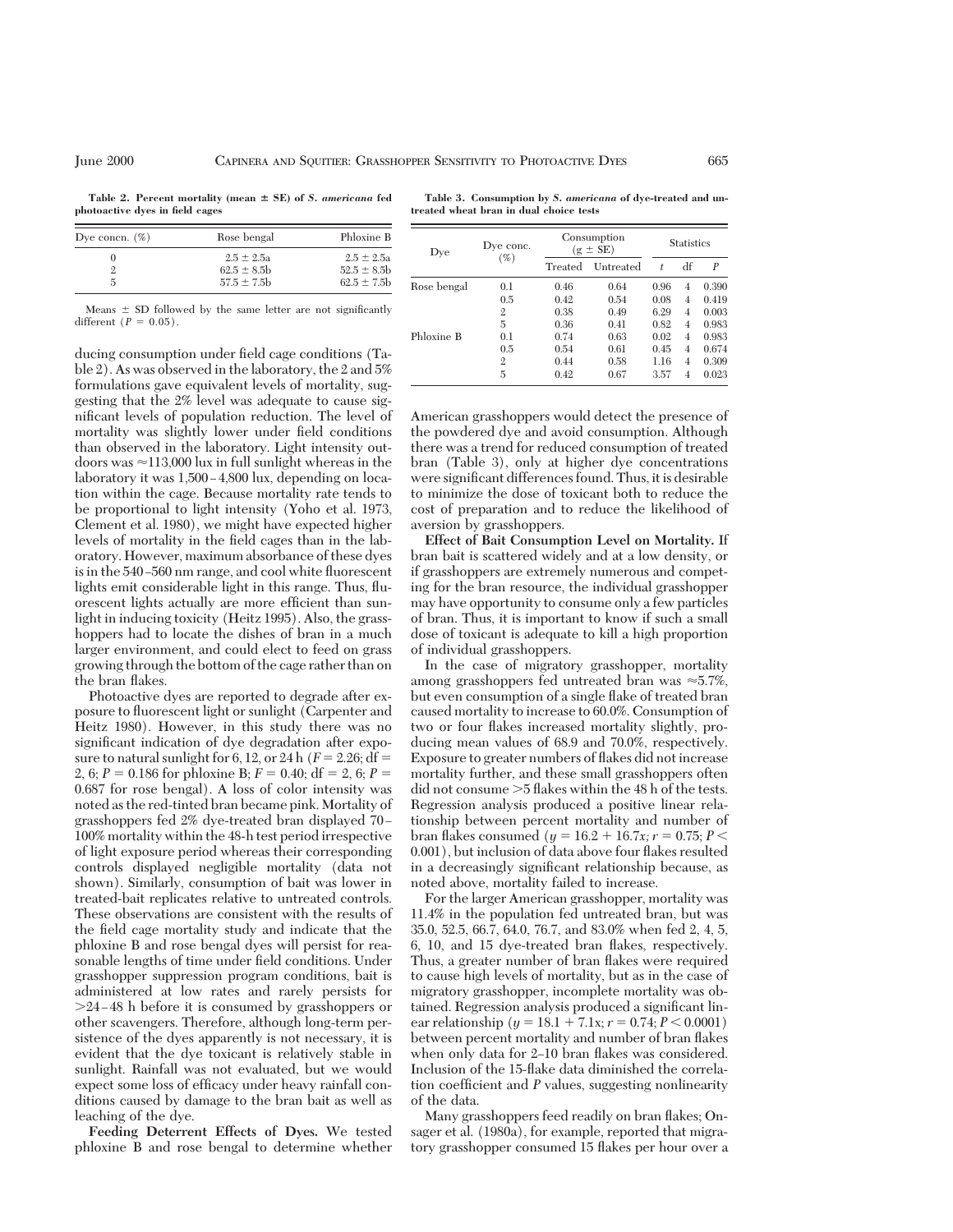**Table 2. Percent mortality (mean ± SE) of *S. americana* fed photoactive dyes in field cages**

| Dye concn. (%) | Rose bengal | Phloxine B |
|---|---|---|
| 0 | 2.5 ± 2.5a | 2.5 ± 2.5a |
| 2 | 62.5 ± 8.5b | 52.5 ± 8.5b |
| 5 | 57.5 ± 7.5b | 62.5 ± 7.5b |

Means ± SD followed by the same letter are not significantly different ($P = 0.05$).

ducing consumption under field cage conditions (Table 2). As was observed in the laboratory, the 2 and 5% formulations gave equivalent levels of mortality, suggesting that the 2% level was adequate to cause significant levels of population reduction. The level of mortality was slightly lower under field conditions than observed in the laboratory. Light intensity outdoors was ≈113,000 lux in full sunlight whereas in the laboratory it was 1,500–4,800 lux, depending on location within the cage. Because mortality rate tends to be proportional to light intensity (Yoho et al. 1973, Clement et al. 1980), we might have expected higher levels of mortality in the field cages than in the laboratory. However, maximum absorbance of these dyes is in the 540–560 nm range, and cool white fluorescent lights emit considerable light in this range. Thus, fluorescent lights actually are more efficient than sunlight in inducing toxicity (Heitz 1995). Also, the grasshoppers had to locate the dishes of bran in a much larger environment, and could elect to feed on grass growing through the bottom of the cage rather than on the bran flakes.

Photoactive dyes are reported to degrade after exposure to fluorescent light or sunlight (Carpenter and Heitz 1980). However, in this study there was no significant indication of dye degradation after exposure to natural sunlight for 6, 12, or 24 h ($F = 2.26$; df = 2, 6; $P = 0.186$ for phloxine B; $F = 0.40$; df = 2, 6; $P = 0.687$ for rose bengal). A loss of color intensity was noted as the red-tinted bran became pink. Mortality of grasshoppers fed 2% dye-treated bran displayed 70–100% mortality within the 48-h test period irrespective of light exposure period whereas their corresponding controls displayed negligible mortality (data not shown). Similarly, consumption of bait was lower in treated-bait replicates relative to untreated controls. These observations are consistent with the results of the field cage mortality study and indicate that the phloxine B and rose bengal dyes will persist for reasonable lengths of time under field conditions. Under grasshopper suppression program conditions, bait is administered at low rates and rarely persists for >24–48 h before it is consumed by grasshoppers or other scavengers. Therefore, although long-term persistence of the dyes apparently is not necessary, it is evident that the dye toxicant is relatively stable in sunlight. Rainfall was not evaluated, but we would expect some loss of efficacy under heavy rainfall conditions caused by damage to the bran bait as well as leaching of the dye.

**Feeding Deterrent Effects of Dyes.** We tested phloxine B and rose bengal to determine whether

**Table 3. Consumption by *S. americana* of dye-treated and untreated wheat bran in dual choice tests**

| Dye | Dye conc. (%) | Consumption (g ± SE) | | Statistics | | |
|---|---|---|---|---|---|---|
| | | Treated | Untreated | $t$ | df | $P$ |
| Rose bengal | 0.1 | 0.46 | 0.64 | 0.96 | 4 | 0.390 |
| | 0.5 | 0.42 | 0.54 | 0.08 | 4 | 0.419 |
| | 2 | 0.38 | 0.49 | 6.29 | 4 | 0.003 |
| | 5 | 0.36 | 0.41 | 0.82 | 4 | 0.983 |
| Phloxine B | 0.1 | 0.74 | 0.63 | 0.02 | 4 | 0.983 |
| | 0.5 | 0.54 | 0.61 | 0.45 | 4 | 0.674 |
| | 2 | 0.44 | 0.58 | 1.16 | 4 | 0.309 |
| | 5 | 0.42 | 0.67 | 3.57 | 4 | 0.023 |

American grasshoppers would detect the presence of the powdered dye and avoid consumption. Although there was a trend for reduced consumption of treated bran (Table 3), only at higher dye concentrations were significant differences found. Thus, it is desirable to minimize the dose of toxicant both to reduce the cost of preparation and to reduce the likelihood of aversion by grasshoppers.

**Effect of Bait Consumption Level on Mortality.** If bran bait is scattered widely and at a low density, or if grasshoppers are extremely numerous and competing for the bran resource, the individual grasshopper may have opportunity to consume only a few particles of bran. Thus, it is important to know if such a small dose of toxicant is adequate to kill a high proportion of individual grasshoppers.

In the case of migratory grasshopper, mortality among grasshoppers fed untreated bran was ≈5.7%, but even consumption of a single flake of treated bran caused mortality to increase to 60.0%. Consumption of two or four flakes increased mortality slightly, producing mean values of 68.9 and 70.0%, respectively. Exposure to greater numbers of flakes did not increase mortality further, and these small grasshoppers often did not consume >5 flakes within the 48 h of the tests. Regression analysis produced a positive linear relationship between percent mortality and number of bran flakes consumed ($y = 16.2 + 16.7x$; $r = 0.75$; $P < 0.001$), but inclusion of data above four flakes resulted in a decreasingly significant relationship because, as noted above, mortality failed to increase.

For the larger American grasshopper, mortality was 11.4% in the population fed untreated bran, but was 35.0, 52.5, 66.7, 64.0, 76.7, and 83.0% when fed 2, 4, 5, 6, 10, and 15 dye-treated bran flakes, respectively. Thus, a greater number of bran flakes were required to cause high levels of mortality, but as in the case of migratory grasshopper, incomplete mortality was obtained. Regression analysis produced a significant linear relationship ($y = 18.1 + 7.1x$; $r = 0.74$; $P < 0.0001$) between percent mortality and number of bran flakes when only data for 2–10 bran flakes was considered. Inclusion of the 15-flake data diminished the correlation coefficient and $P$ values, suggesting nonlinearity of the data.

Many grasshoppers feed readily on bran flakes; Onsager et al. (1980a), for example, reported that migratory grasshopper consumed 15 flakes per hour over a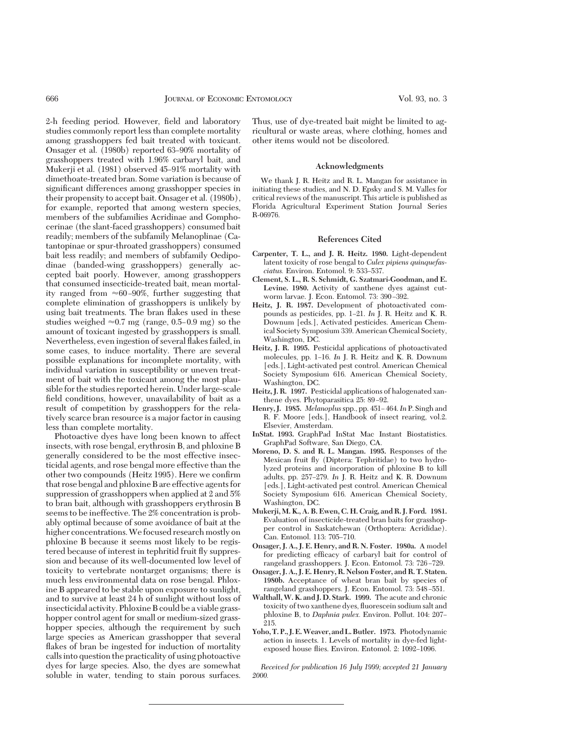2-h feeding period. However, field and laboratory studies commonly report less than complete mortality among grasshoppers fed bait treated with toxicant. Onsager et al. (1980b) reported 63–90% mortality of grasshoppers treated with 1.96% carbaryl bait, and Mukerji et al. (1981) observed 45–91% mortality with dimethoate-treated bran. Some variation is because of significant differences among grasshopper species in their propensity to accept bait. Onsager et al. (1980b), for example, reported that among western species, members of the subfamilies Acridinae and Gomphocerinae (the slant-faced grasshoppers) consumed bait readily; members of the subfamily Melanoplinae (Catantopinae or spur-throated grasshoppers) consumed bait less readily; and members of subfamily Oedipodinae (banded-wing grasshoppers) generally accepted bait poorly. However, among grasshoppers that consumed insecticide-treated bait, mean mortality ranged from ≈60–90%, further suggesting that complete elimination of grasshoppers is unlikely by using bait treatments. The bran flakes used in these studies weighed ≈0.7 mg (range, 0.5–0.9 mg) so the amount of toxicant ingested by grasshoppers is small. Nevertheless, even ingestion of several flakes failed, in some cases, to induce mortality. There are several possible explanations for incomplete mortality, with individual variation in susceptibility or uneven treatment of bait with the toxicant among the most plausible for the studies reported herein. Under large-scale field conditions, however, unavailability of bait as a result of competition by grasshoppers for the relatively scarce bran resource is a major factor in causing less than complete mortality.

Photoactive dyes have long been known to affect insects, with rose bengal, erythrosin B, and phloxine B generally considered to be the most effective insecticidal agents, and rose bengal more effective than the other two compounds (Heitz 1995). Here we confirm that rose bengal and phloxine B are effective agents for suppression of grasshoppers when applied at 2 and 5% to bran bait, although with grasshoppers erythrosin B seems to be ineffective. The 2% concentration is probably optimal because of some avoidance of bait at the higher concentrations. We focused research mostly on phloxine B because it seems most likely to be registered because of interest in tephritid fruit fly suppression and because of its well-documented low level of toxicity to vertebrate nontarget organisms; there is much less environmental data on rose bengal. Phloxine B appeared to be stable upon exposure to sunlight, and to survive at least 24 h of sunlight without loss of insecticidal activity. Phloxine B could be a viable grasshopper control agent for small or medium-sized grasshopper species, although the requirement by such large species as American grasshopper that several flakes of bran be ingested for induction of mortality calls into question the practicality of using photoactive dyes for large species. Also, the dyes are somewhat soluble in water, tending to stain porous surfaces. Thus, use of dye-treated bait might be limited to agricultural or waste areas, where clothing, homes and other items would not be discolored.

## Acknowledgments

We thank J. R. Heitz and R. L. Mangan for assistance in initiating these studies, and N. D. Epsky and S. M. Valles for critical reviews of the manuscript. This article is published as Florida Agricultural Experiment Station Journal Series R-06976.

## References Cited

**Carpenter, T. L., and J. R. Heitz. 1980.** Light-dependent latent toxicity of rose bengal to *Culex pipiens quinquefasciatus.* Environ. Entomol. 9: 533–537.

**Clement, S. L., R. S. Schmidt, G. Szatmari-Goodman, and E. Levine. 1980.** Activity of xanthene dyes against cutworm larvae. J. Econ. Entomol. 73: 390–392.

**Heitz, J. R. 1987.** Development of photoactivated compounds as pesticides, pp. 1–21. *In* J. R. Heitz and K. R. Downum [eds.], Activated pesticides. American Chemical Society Symposium 339. American Chemical Society, Washington, DC.

**Heitz, J. R. 1995.** Pesticidal applications of photoactivated molecules, pp. 1–16. *In* J. R. Heitz and K. R. Downum [eds.], Light-activated pest control. American Chemical Society Symposium 616. American Chemical Society, Washington, DC.

**Heitz, J. R. 1997.** Pesticidal applications of halogenated xanthene dyes. Phytoparasitica 25: 89–92.

**Henry, J. 1985.** *Melanoplus* spp., pp. 451–464. *In* P. Singh and R. F. Moore [eds.], Handbook of insect rearing, vol.2. Elsevier, Amsterdam.

**InStat. 1993.** GraphPad InStat Mac Instant Biostatistics. GraphPad Software, San Diego, CA.

**Moreno, D. S. and R. L. Mangan. 1995.** Responses of the Mexican fruit fly (Diptera: Tephritidae) to two hydrolyzed proteins and incorporation of phloxine B to kill adults, pp. 257–279. *In* J. R. Heitz and K. R. Downum [eds.], Light-activated pest control. American Chemical Society Symposium 616. American Chemical Society, Washington, DC.

**Mukerji, M. K., A. B. Ewen, C. H. Craig, and R. J. Ford. 1981.** Evaluation of insecticide-treated bran baits for grasshopper control in Saskatchewan (Orthoptera: Acrididae). Can. Entomol. 113: 705–710.

**Onsager, J. A., J. E. Henry, and R. N. Foster. 1980a.** A model for predicting efficacy of carbaryl bait for control of rangeland grasshoppers. J. Econ. Entomol. 73: 726–729.

**Onsager, J. A., J. E. Henry, R. Nelson Foster, and R. T. Staten. 1980b.** Acceptance of wheat bran bait by species of rangeland grasshoppers. J. Econ. Entomol. 73: 548–551.

**Walthall, W. K. and J. D. Stark. 1999.** The acute and chronic toxicity of two xanthene dyes, fluorescein sodium salt and phloxine B, to *Daphnia pulex.* Environ. Pollut. 104: 207–215.

**Yoho, T. P., J. E. Weaver, and L. Butler. 1973.** Photodynamic action in insects. 1. Levels of mortality in dye-fed light-exposed house flies. Environ. Entomol. 2: 1092–1096.

*Received for publication 16 July 1999; accepted 21 January 2000.*